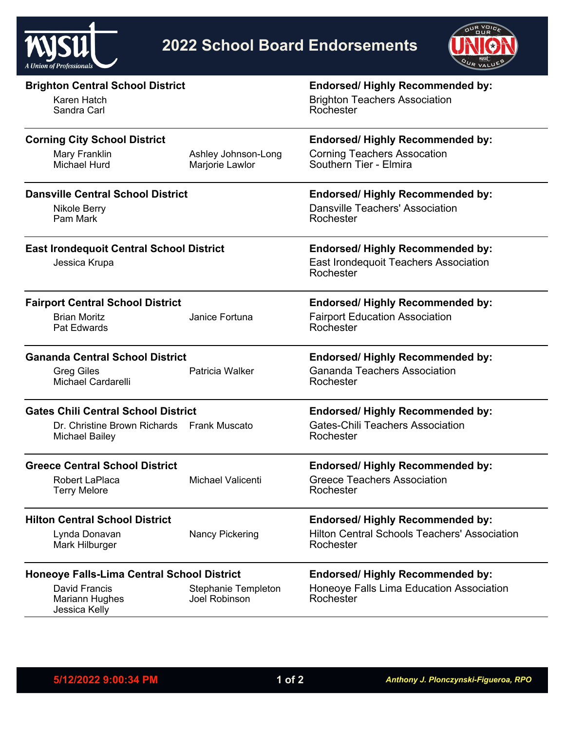# 2022 School Board Endorsements

| District / Candidates | Endorsed/ Highly Recommended by: |
| --- | --- |
| **Brighton Central School District**<br>Karen Hatch<br>Sandra Carl | Brighton Teachers Association<br>Rochester |
| **Corning City School District**<br>Mary Franklin<br>Michael Hurd<br>Ashley Johnson-Long<br>Marjorie Lawlor | Corning Teachers Assocation<br>Southern Tier - Elmira |
| **Dansville Central School District**<br>Nikole Berry<br>Pam Mark | Dansville Teachers' Association<br>Rochester |
| **East Irondequoit Central School District**<br>Jessica Krupa | East Irondequoit Teachers Association<br>Rochester |
| **Fairport Central School District**<br>Brian Moritz<br>Pat Edwards<br>Janice Fortuna | Fairport Education Association<br>Rochester |
| **Gananda Central School District**<br>Greg Giles<br>Michael Cardarelli<br>Patricia Walker | Gananda Teachers Association<br>Rochester |
| **Gates Chili Central School District**<br>Dr. Christine Brown Richards<br>Michael Bailey<br>Frank Muscato | Gates-Chili Teachers Association<br>Rochester |
| **Greece Central School District**<br>Robert LaPlaca<br>Terry Melore<br>Michael Valicenti | Greece Teachers Association<br>Rochester |
| **Hilton Central School District**<br>Lynda Donavan<br>Mark Hilburger<br>Nancy Pickering | Hilton Central Schools Teachers' Association<br>Rochester |
| **Honeoye Falls-Lima Central School District**<br>David Francis<br>Mariann Hughes<br>Jessica Kelly<br>Stephanie Templeton<br>Joel Robinson | Honeoye Falls Lima Education Association<br>Rochester |

5/12/2022 9:00:34 PM

*Anthony J. Plonczynski-Figueroa, RPO*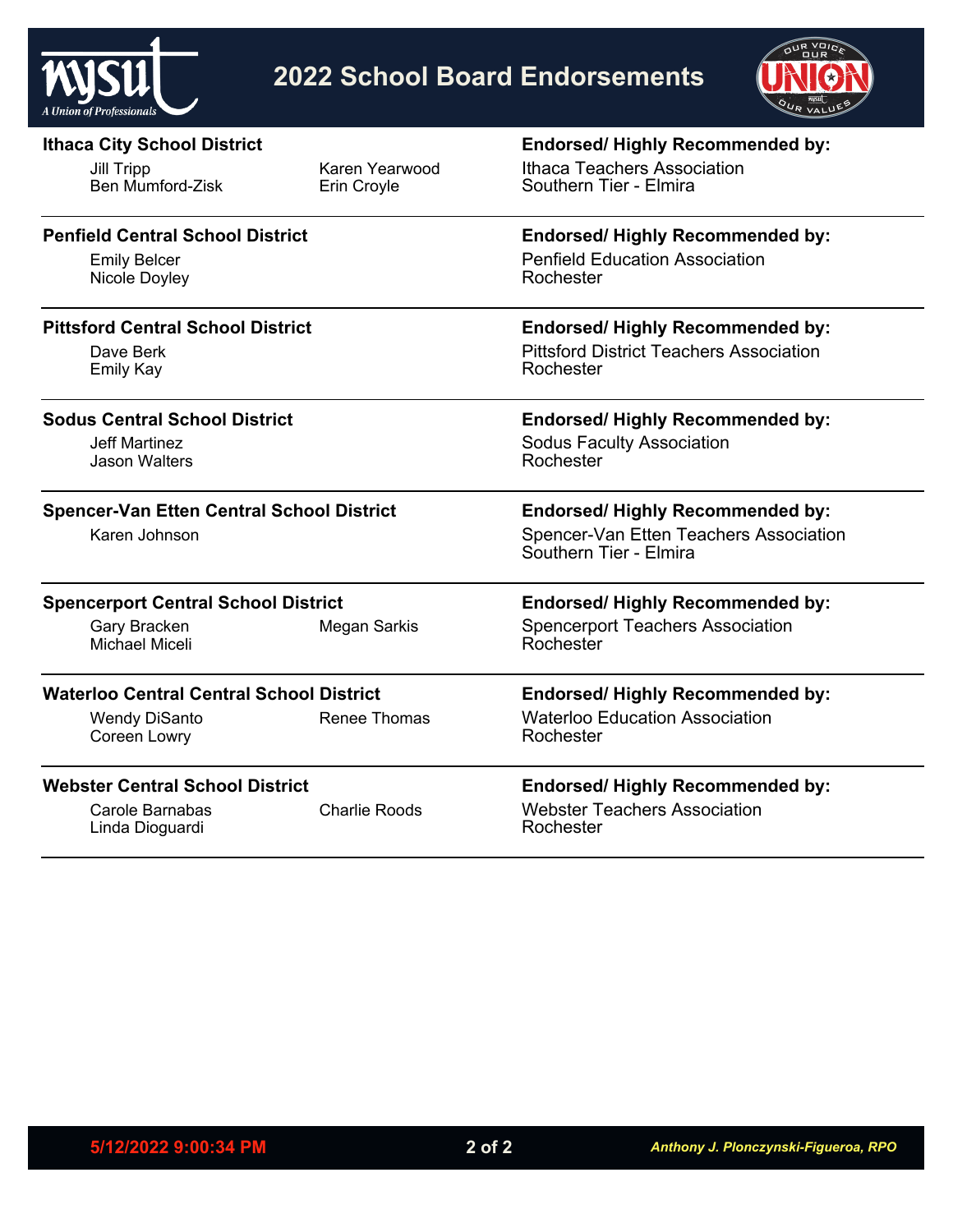# 2022 School Board Endorsements

## Ithaca City School District

Jill Tripp
Ben Mumford-Zisk
Karen Yearwood
Erin Croyle

**Endorsed/ Highly Recommended by:**
Ithaca Teachers Association
Southern Tier - Elmira

## Penfield Central School District

Emily Belcer
Nicole Doyley

**Endorsed/ Highly Recommended by:**
Penfield Education Association
Rochester

## Pittsford Central School District

Dave Berk
Emily Kay

**Endorsed/ Highly Recommended by:**
Pittsford District Teachers Association
Rochester

## Sodus Central School District

Jeff Martinez
Jason Walters

**Endorsed/ Highly Recommended by:**
Sodus Faculty Association
Rochester

## Spencer-Van Etten Central School District

Karen Johnson

**Endorsed/ Highly Recommended by:**
Spencer-Van Etten Teachers Association
Southern Tier - Elmira

## Spencerport Central School District

Gary Bracken
Michael Miceli
Megan Sarkis

**Endorsed/ Highly Recommended by:**
Spencerport Teachers Association
Rochester

## Waterloo Central Central School District

Wendy DiSanto
Coreen Lowry
Renee Thomas

**Endorsed/ Highly Recommended by:**
Waterloo Education Association
Rochester

## Webster Central School District

Carole Barnabas
Linda Dioguardi
Charlie Roods

**Endorsed/ Highly Recommended by:**
Webster Teachers Association
Rochester

5/12/2022 9:00:34 PM

*Anthony J. Plonczynski-Figueroa, RPO*